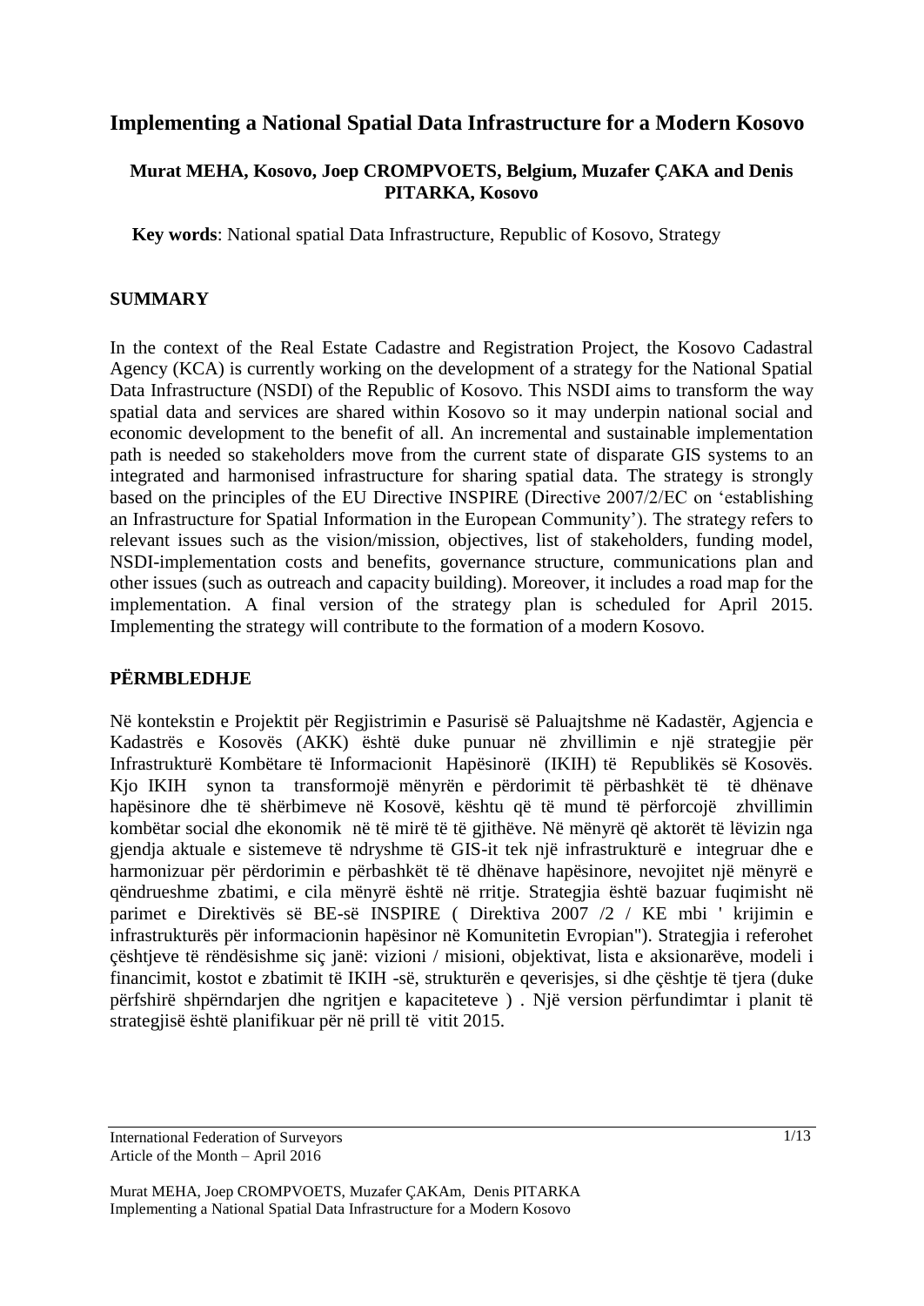# Implementing a National Spatial Data Infrastructure for a Modern Kosovo

**Murat MEHA, Kosovo, Joep CROMPVOETS, Belgium, Muzafer ÇAKA and Denis PITARKA, Kosovo**

**Key words**: National spatial Data Infrastructure, Republic of Kosovo, Strategy

## SUMMARY

In the context of the Real Estate Cadastre and Registration Project, the Kosovo Cadastral Agency (KCA) is currently working on the development of a strategy for the National Spatial Data Infrastructure (NSDI) of the Republic of Kosovo. This NSDI aims to transform the way spatial data and services are shared within Kosovo so it may underpin national social and economic development to the benefit of all. An incremental and sustainable implementation path is needed so stakeholders move from the current state of disparate GIS systems to an integrated and harmonised infrastructure for sharing spatial data. The strategy is strongly based on the principles of the EU Directive INSPIRE (Directive 2007/2/EC on 'establishing an Infrastructure for Spatial Information in the European Community'). The strategy refers to relevant issues such as the vision/mission, objectives, list of stakeholders, funding model, NSDI-implementation costs and benefits, governance structure, communications plan and other issues (such as outreach and capacity building). Moreover, it includes a road map for the implementation. A final version of the strategy plan is scheduled for April 2015. Implementing the strategy will contribute to the formation of a modern Kosovo.

## PËRMBLEDHJE

Në kontekstin e Projektit për Regjistrimin e Pasurisë së Paluajtshme në Kadastër, Agjencia e Kadastrës e Kosovës (AKK) është duke punuar në zhvillimin e një strategjie për Infrastrukturë Kombëtare të Informacionit Hapësinorë (IKIH) të Republikës së Kosovës. Kjo IKIH synon ta transformojë mënyrën e përdorimit të përbashkët të të dhënave hapësinore dhe të shërbimeve në Kosovë, kështu që të mund të përforcojë zhvillimin kombëtar social dhe ekonomik në të mirë të të gjithëve. Në mënyrë që aktorët të lëvizin nga gjendja aktuale e sistemeve të ndryshme të GIS-it tek një infrastrukturë e integruar dhe e harmonizuar për përdorimin e përbashkët të të dhënave hapësinore, nevojitet një mënyrë e qëndrueshme zbatimi, e cila mënyrë është në rritje. Strategjia është bazuar fuqimisht në parimet e Direktivës së BE-së INSPIRE ( Direktiva 2007 /2 / KE mbi ' krijimin e infrastrukturës për informacionin hapësinor në Komunitetin Evropian"). Strategjia i referohet çështjeve të rëndësishme siç janë: vizioni / misioni, objektivat, lista e aksionarëve, modeli i financimit, kostot e zbatimit të IKIH -së, strukturën e qeverisjes, si dhe çështje të tjera (duke përfshirë shpërndarjen dhe ngritjen e kapaciteteve ) . Një version përfundimtar i planit të strategjisë është planifikuar për në prill të vitit 2015.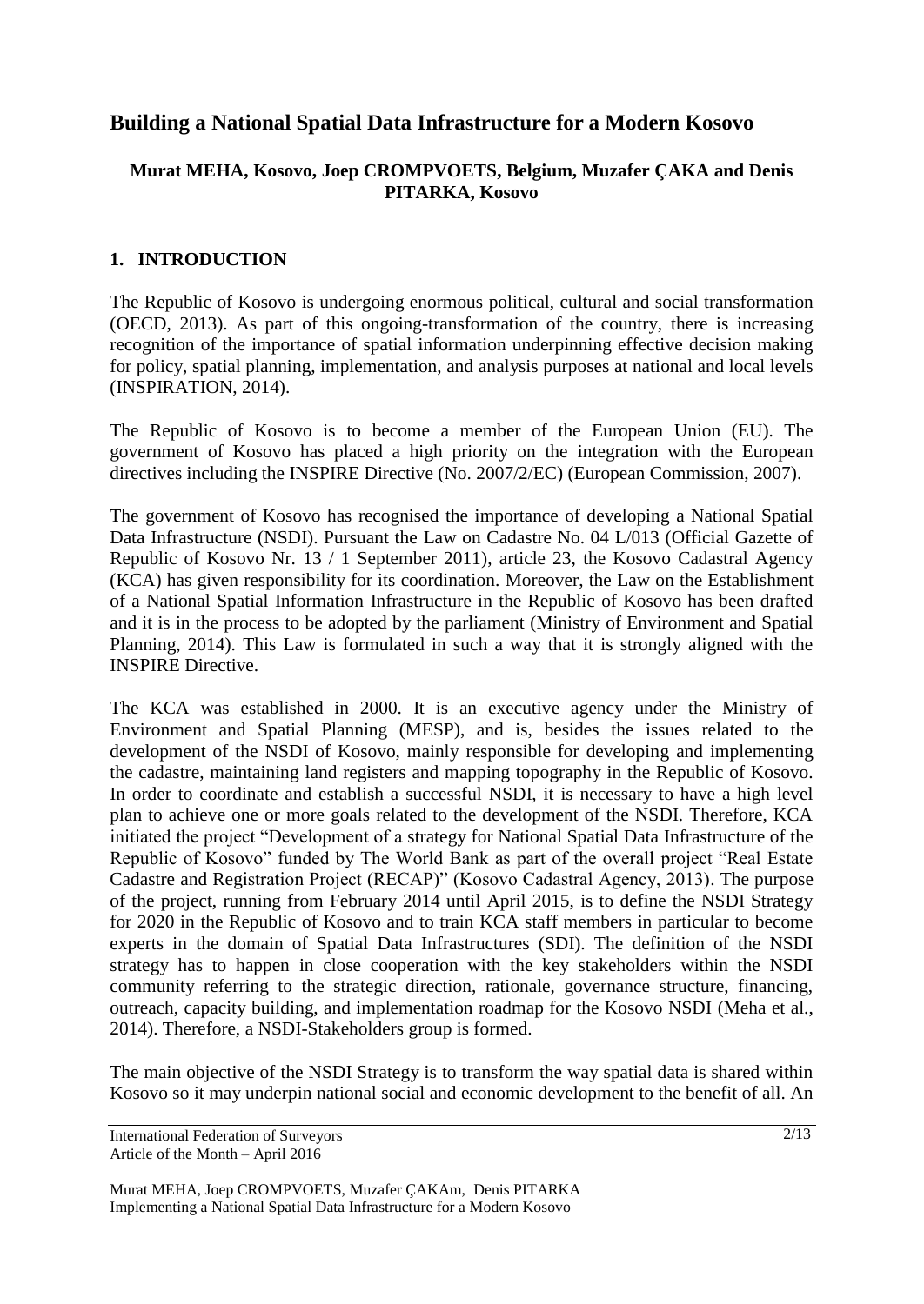# Building a National Spatial Data Infrastructure for a Modern Kosovo

**Murat MEHA, Kosovo, Joep CROMPVOETS, Belgium, Muzafer ÇAKA and Denis PITARKA, Kosovo**

## 1. INTRODUCTION

The Republic of Kosovo is undergoing enormous political, cultural and social transformation (OECD, 2013). As part of this ongoing-transformation of the country, there is increasing recognition of the importance of spatial information underpinning effective decision making for policy, spatial planning, implementation, and analysis purposes at national and local levels (INSPIRATION, 2014).

The Republic of Kosovo is to become a member of the European Union (EU). The government of Kosovo has placed a high priority on the integration with the European directives including the INSPIRE Directive (No. 2007/2/EC) (European Commission, 2007).

The government of Kosovo has recognised the importance of developing a National Spatial Data Infrastructure (NSDI). Pursuant the Law on Cadastre No. 04 L/013 (Official Gazette of Republic of Kosovo Nr. 13 / 1 September 2011), article 23, the Kosovo Cadastral Agency (KCA) has given responsibility for its coordination. Moreover, the Law on the Establishment of a National Spatial Information Infrastructure in the Republic of Kosovo has been drafted and it is in the process to be adopted by the parliament (Ministry of Environment and Spatial Planning, 2014). This Law is formulated in such a way that it is strongly aligned with the INSPIRE Directive.

The KCA was established in 2000. It is an executive agency under the Ministry of Environment and Spatial Planning (MESP), and is, besides the issues related to the development of the NSDI of Kosovo, mainly responsible for developing and implementing the cadastre, maintaining land registers and mapping topography in the Republic of Kosovo. In order to coordinate and establish a successful NSDI, it is necessary to have a high level plan to achieve one or more goals related to the development of the NSDI. Therefore, KCA initiated the project "Development of a strategy for National Spatial Data Infrastructure of the Republic of Kosovo" funded by The World Bank as part of the overall project "Real Estate Cadastre and Registration Project (RECAP)" (Kosovo Cadastral Agency, 2013). The purpose of the project, running from February 2014 until April 2015, is to define the NSDI Strategy for 2020 in the Republic of Kosovo and to train KCA staff members in particular to become experts in the domain of Spatial Data Infrastructures (SDI). The definition of the NSDI strategy has to happen in close cooperation with the key stakeholders within the NSDI community referring to the strategic direction, rationale, governance structure, financing, outreach, capacity building, and implementation roadmap for the Kosovo NSDI (Meha et al., 2014). Therefore, a NSDI-Stakeholders group is formed.

The main objective of the NSDI Strategy is to transform the way spatial data is shared within Kosovo so it may underpin national social and economic development to the benefit of all. An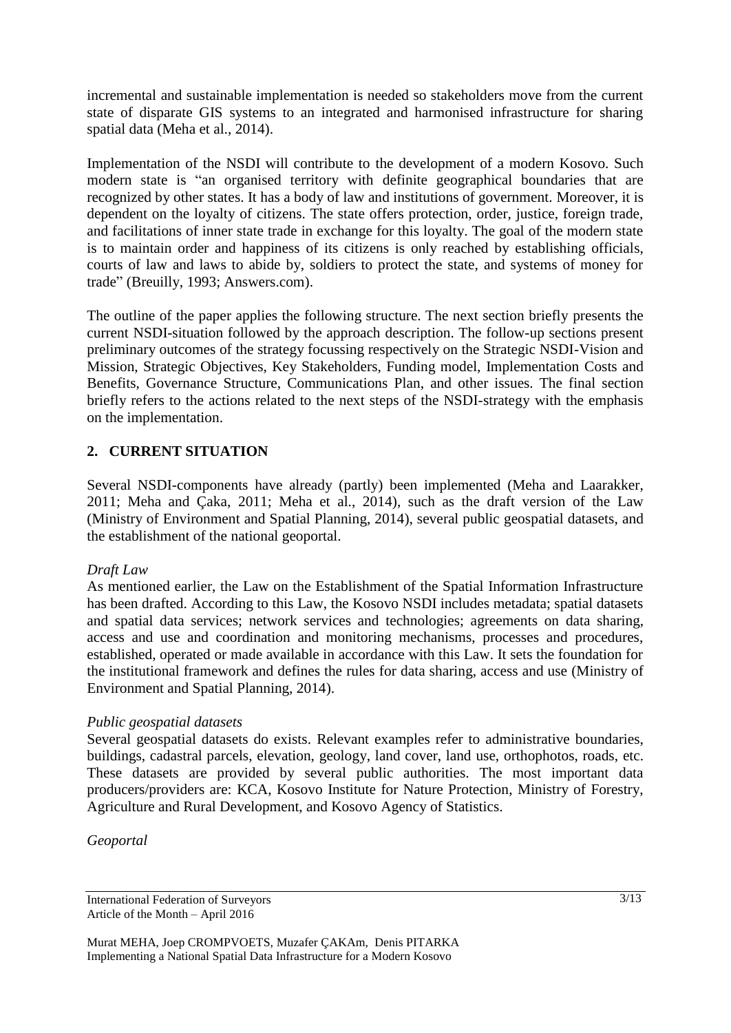incremental and sustainable implementation is needed so stakeholders move from the current state of disparate GIS systems to an integrated and harmonised infrastructure for sharing spatial data (Meha et al., 2014).

Implementation of the NSDI will contribute to the development of a modern Kosovo. Such modern state is "an organised territory with definite geographical boundaries that are recognized by other states. It has a body of law and institutions of government. Moreover, it is dependent on the loyalty of citizens. The state offers protection, order, justice, foreign trade, and facilitations of inner state trade in exchange for this loyalty. The goal of the modern state is to maintain order and happiness of its citizens is only reached by establishing officials, courts of law and laws to abide by, soldiers to protect the state, and systems of money for trade" (Breuilly, 1993; Answers.com).

The outline of the paper applies the following structure. The next section briefly presents the current NSDI-situation followed by the approach description. The follow-up sections present preliminary outcomes of the strategy focussing respectively on the Strategic NSDI-Vision and Mission, Strategic Objectives, Key Stakeholders, Funding model, Implementation Costs and Benefits, Governance Structure, Communications Plan, and other issues. The final section briefly refers to the actions related to the next steps of the NSDI-strategy with the emphasis on the implementation.

## 2. CURRENT SITUATION

Several NSDI-components have already (partly) been implemented (Meha and Laarakker, 2011; Meha and Çaka, 2011; Meha et al., 2014), such as the draft version of the Law (Ministry of Environment and Spatial Planning, 2014), several public geospatial datasets, and the establishment of the national geoportal.

*Draft Law*

As mentioned earlier, the Law on the Establishment of the Spatial Information Infrastructure has been drafted. According to this Law, the Kosovo NSDI includes metadata; spatial datasets and spatial data services; network services and technologies; agreements on data sharing, access and use and coordination and monitoring mechanisms, processes and procedures, established, operated or made available in accordance with this Law. It sets the foundation for the institutional framework and defines the rules for data sharing, access and use (Ministry of Environment and Spatial Planning, 2014).

*Public geospatial datasets*

Several geospatial datasets do exists. Relevant examples refer to administrative boundaries, buildings, cadastral parcels, elevation, geology, land cover, land use, orthophotos, roads, etc. These datasets are provided by several public authorities. The most important data producers/providers are: KCA, Kosovo Institute for Nature Protection, Ministry of Forestry, Agriculture and Rural Development, and Kosovo Agency of Statistics.

*Geoportal*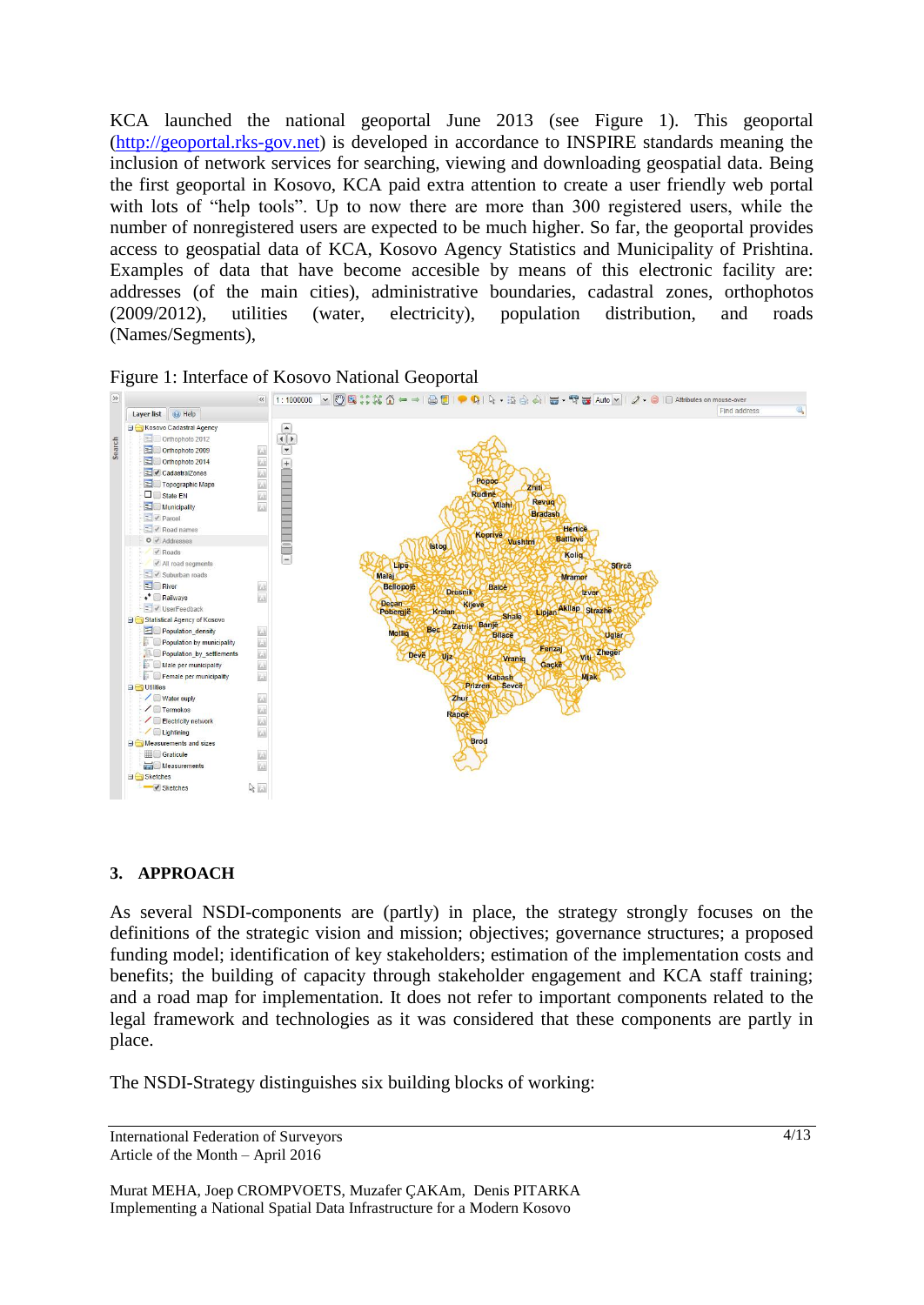KCA launched the national geoportal June 2013 (see Figure 1). This geoportal (http://geoportal.rks-gov.net) is developed in accordance to INSPIRE standards meaning the inclusion of network services for searching, viewing and downloading geospatial data. Being the first geoportal in Kosovo, KCA paid extra attention to create a user friendly web portal with lots of "help tools". Up to now there are more than 300 registered users, while the number of nonregistered users are expected to be much higher. So far, the geoportal provides access to geospatial data of KCA, Kosovo Agency Statistics and Municipality of Prishtina. Examples of data that have become accesible by means of this electronic facility are: addresses (of the main cities), administrative boundaries, cadastral zones, orthophotos (2009/2012), utilities (water, electricity), population distribution, and roads (Names/Segments),

Figure 1: Interface of Kosovo National Geoportal

## 3. APPROACH

As several NSDI-components are (partly) in place, the strategy strongly focuses on the definitions of the strategic vision and mission; objectives; governance structures; a proposed funding model; identification of key stakeholders; estimation of the implementation costs and benefits; the building of capacity through stakeholder engagement and KCA staff training; and a road map for implementation. It does not refer to important components related to the legal framework and technologies as it was considered that these components are partly in place.

The NSDI-Strategy distinguishes six building blocks of working: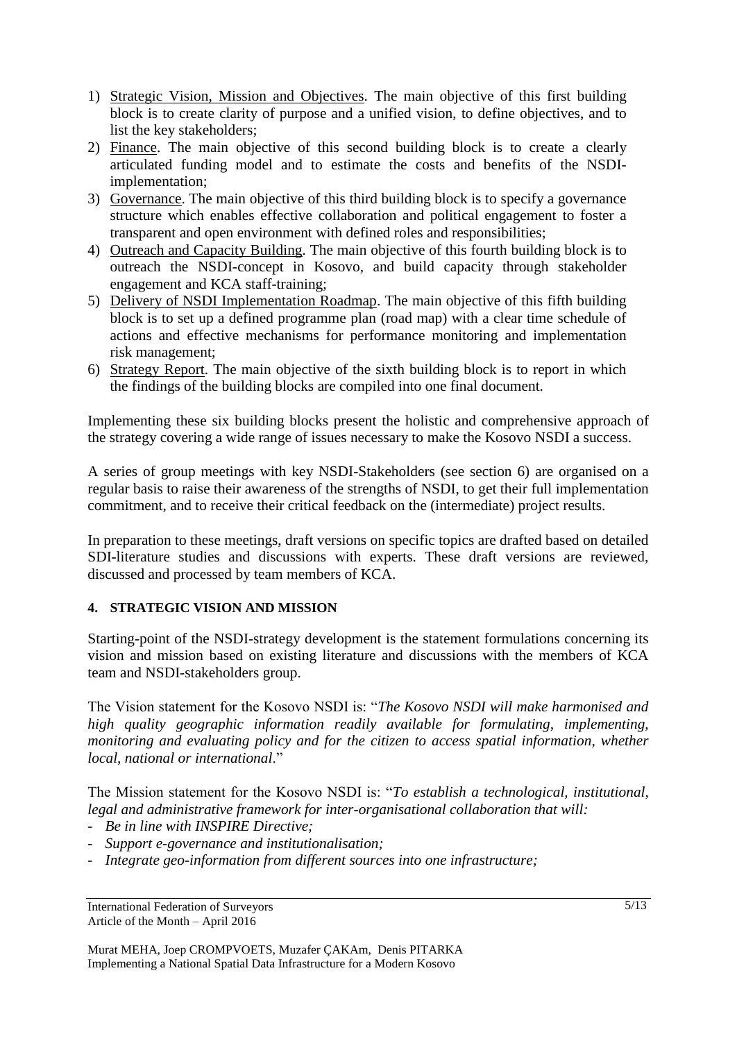1) Strategic Vision, Mission and Objectives. The main objective of this first building block is to create clarity of purpose and a unified vision, to define objectives, and to list the key stakeholders;
2) Finance. The main objective of this second building block is to create a clearly articulated funding model and to estimate the costs and benefits of the NSDI-implementation;
3) Governance. The main objective of this third building block is to specify a governance structure which enables effective collaboration and political engagement to foster a transparent and open environment with defined roles and responsibilities;
4) Outreach and Capacity Building. The main objective of this fourth building block is to outreach the NSDI-concept in Kosovo, and build capacity through stakeholder engagement and KCA staff-training;
5) Delivery of NSDI Implementation Roadmap. The main objective of this fifth building block is to set up a defined programme plan (road map) with a clear time schedule of actions and effective mechanisms for performance monitoring and implementation risk management;
6) Strategy Report. The main objective of the sixth building block is to report in which the findings of the building blocks are compiled into one final document.

Implementing these six building blocks present the holistic and comprehensive approach of the strategy covering a wide range of issues necessary to make the Kosovo NSDI a success.

A series of group meetings with key NSDI-Stakeholders (see section 6) are organised on a regular basis to raise their awareness of the strengths of NSDI, to get their full implementation commitment, and to receive their critical feedback on the (intermediate) project results.

In preparation to these meetings, draft versions on specific topics are drafted based on detailed SDI-literature studies and discussions with experts. These draft versions are reviewed, discussed and processed by team members of KCA.

## 4. STRATEGIC VISION AND MISSION

Starting-point of the NSDI-strategy development is the statement formulations concerning its vision and mission based on existing literature and discussions with the members of KCA team and NSDI-stakeholders group.

The Vision statement for the Kosovo NSDI is: "*The Kosovo NSDI will make harmonised and high quality geographic information readily available for formulating, implementing, monitoring and evaluating policy and for the citizen to access spatial information, whether local, national or international*."

The Mission statement for the Kosovo NSDI is: "*To establish a technological, institutional, legal and administrative framework for inter-organisational collaboration that will:*

- *Be in line with INSPIRE Directive;*
- *Support e-governance and institutionalisation;*
- *Integrate geo-information from different sources into one infrastructure;*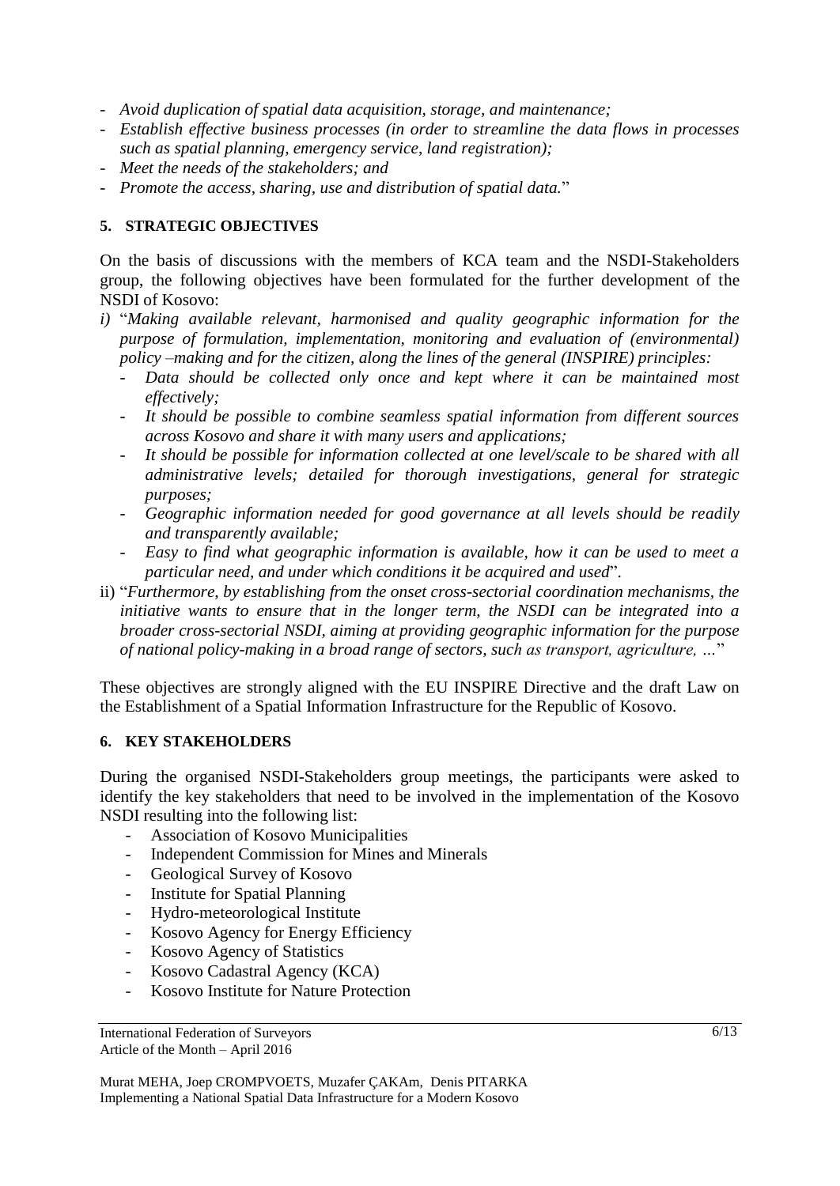- *Avoid duplication of spatial data acquisition, storage, and maintenance;*
- *Establish effective business processes (in order to streamline the data flows in processes such as spatial planning, emergency service, land registration);*
- *Meet the needs of the stakeholders; and*
- *Promote the access, sharing, use and distribution of spatial data.*"

## 5. STRATEGIC OBJECTIVES

On the basis of discussions with the members of KCA team and the NSDI-Stakeholders group, the following objectives have been formulated for the further development of the NSDI of Kosovo:

*i)* "*Making available relevant, harmonised and quality geographic information for the purpose of formulation, implementation, monitoring and evaluation of (environmental) policy –making and for the citizen, along the lines of the general (INSPIRE) principles:*
   - *Data should be collected only once and kept where it can be maintained most effectively;*
   - *It should be possible to combine seamless spatial information from different sources across Kosovo and share it with many users and applications;*
   - *It should be possible for information collected at one level/scale to be shared with all administrative levels; detailed for thorough investigations, general for strategic purposes;*
   - *Geographic information needed for good governance at all levels should be readily and transparently available;*
   - *Easy to find what geographic information is available, how it can be used to meet a particular need, and under which conditions it be acquired and used*".

ii) "*Furthermore, by establishing from the onset cross-sectorial coordination mechanisms, the initiative wants to ensure that in the longer term, the NSDI can be integrated into a broader cross-sectorial NSDI, aiming at providing geographic information for the purpose of national policy-making in a broad range of sectors, such as transport, agriculture, …*"

These objectives are strongly aligned with the EU INSPIRE Directive and the draft Law on the Establishment of a Spatial Information Infrastructure for the Republic of Kosovo.

## 6. KEY STAKEHOLDERS

During the organised NSDI-Stakeholders group meetings, the participants were asked to identify the key stakeholders that need to be involved in the implementation of the Kosovo NSDI resulting into the following list:

- Association of Kosovo Municipalities
- Independent Commission for Mines and Minerals
- Geological Survey of Kosovo
- Institute for Spatial Planning
- Hydro-meteorological Institute
- Kosovo Agency for Energy Efficiency
- Kosovo Agency of Statistics
- Kosovo Cadastral Agency (KCA)
- Kosovo Institute for Nature Protection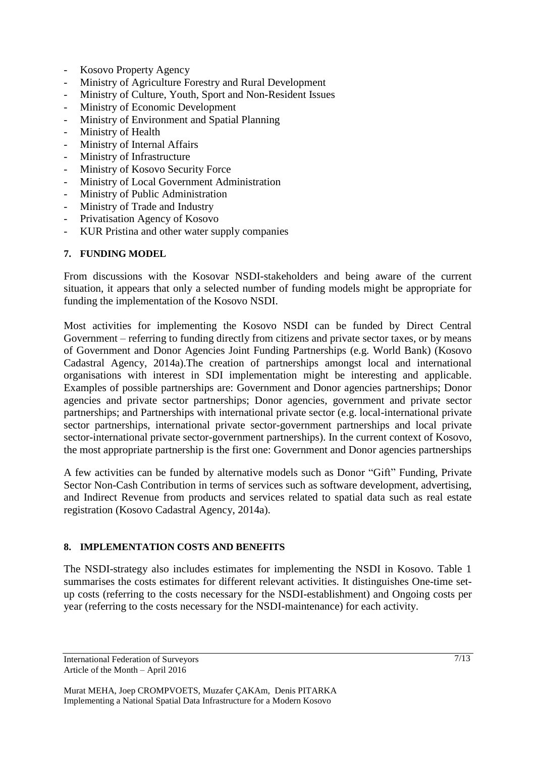- Kosovo Property Agency
- Ministry of Agriculture Forestry and Rural Development
- Ministry of Culture, Youth, Sport and Non-Resident Issues
- Ministry of Economic Development
- Ministry of Environment and Spatial Planning
- Ministry of Health
- Ministry of Internal Affairs
- Ministry of Infrastructure
- Ministry of Kosovo Security Force
- Ministry of Local Government Administration
- Ministry of Public Administration
- Ministry of Trade and Industry
- Privatisation Agency of Kosovo
- KUR Pristina and other water supply companies

## 7. FUNDING MODEL

From discussions with the Kosovar NSDI-stakeholders and being aware of the current situation, it appears that only a selected number of funding models might be appropriate for funding the implementation of the Kosovo NSDI.

Most activities for implementing the Kosovo NSDI can be funded by Direct Central Government – referring to funding directly from citizens and private sector taxes, or by means of Government and Donor Agencies Joint Funding Partnerships (e.g. World Bank) (Kosovo Cadastral Agency, 2014a).The creation of partnerships amongst local and international organisations with interest in SDI implementation might be interesting and applicable. Examples of possible partnerships are: Government and Donor agencies partnerships; Donor agencies and private sector partnerships; Donor agencies, government and private sector partnerships; and Partnerships with international private sector (e.g. local-international private sector partnerships, international private sector-government partnerships and local private sector-international private sector-government partnerships). In the current context of Kosovo, the most appropriate partnership is the first one: Government and Donor agencies partnerships

A few activities can be funded by alternative models such as Donor "Gift" Funding, Private Sector Non-Cash Contribution in terms of services such as software development, advertising, and Indirect Revenue from products and services related to spatial data such as real estate registration (Kosovo Cadastral Agency, 2014a).

## 8. IMPLEMENTATION COSTS AND BENEFITS

The NSDI-strategy also includes estimates for implementing the NSDI in Kosovo. Table 1 summarises the costs estimates for different relevant activities. It distinguishes One-time set-up costs (referring to the costs necessary for the NSDI-establishment) and Ongoing costs per year (referring to the costs necessary for the NSDI-maintenance) for each activity.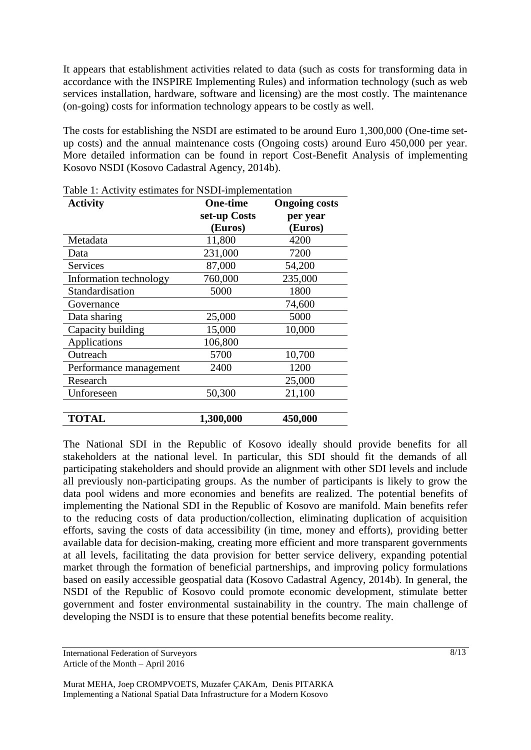It appears that establishment activities related to data (such as costs for transforming data in accordance with the INSPIRE Implementing Rules) and information technology (such as web services installation, hardware, software and licensing) are the most costly. The maintenance (on-going) costs for information technology appears to be costly as well.

The costs for establishing the NSDI are estimated to be around Euro 1,300,000 (One-time set-up costs) and the annual maintenance costs (Ongoing costs) around Euro 450,000 per year. More detailed information can be found in report Cost-Benefit Analysis of implementing Kosovo NSDI (Kosovo Cadastral Agency, 2014b).

Table 1: Activity estimates for NSDI-implementation

| Activity | One-time set-up Costs (Euros) | Ongoing costs per year (Euros) |
|---|---|---|
| Metadata | 11,800 | 4200 |
| Data | 231,000 | 7200 |
| Services | 87,000 | 54,200 |
| Information technology | 760,000 | 235,000 |
| Standardisation | 5000 | 1800 |
| Governance | | 74,600 |
| Data sharing | 25,000 | 5000 |
| Capacity building | 15,000 | 10,000 |
| Applications | 106,800 | |
| Outreach | 5700 | 10,700 |
| Performance management | 2400 | 1200 |
| Research | | 25,000 |
| Unforeseen | 50,300 | 21,100 |
| | | |
| **TOTAL** | **1,300,000** | **450,000** |

The National SDI in the Republic of Kosovo ideally should provide benefits for all stakeholders at the national level. In particular, this SDI should fit the demands of all participating stakeholders and should provide an alignment with other SDI levels and include all previously non-participating groups. As the number of participants is likely to grow the data pool widens and more economies and benefits are realized. The potential benefits of implementing the National SDI in the Republic of Kosovo are manifold. Main benefits refer to the reducing costs of data production/collection, eliminating duplication of acquisition efforts, saving the costs of data accessibility (in time, money and efforts), providing better available data for decision-making, creating more efficient and more transparent governments at all levels, facilitating the data provision for better service delivery, expanding potential market through the formation of beneficial partnerships, and improving policy formulations based on easily accessible geospatial data (Kosovo Cadastral Agency, 2014b). In general, the NSDI of the Republic of Kosovo could promote economic development, stimulate better government and foster environmental sustainability in the country. The main challenge of developing the NSDI is to ensure that these potential benefits become reality.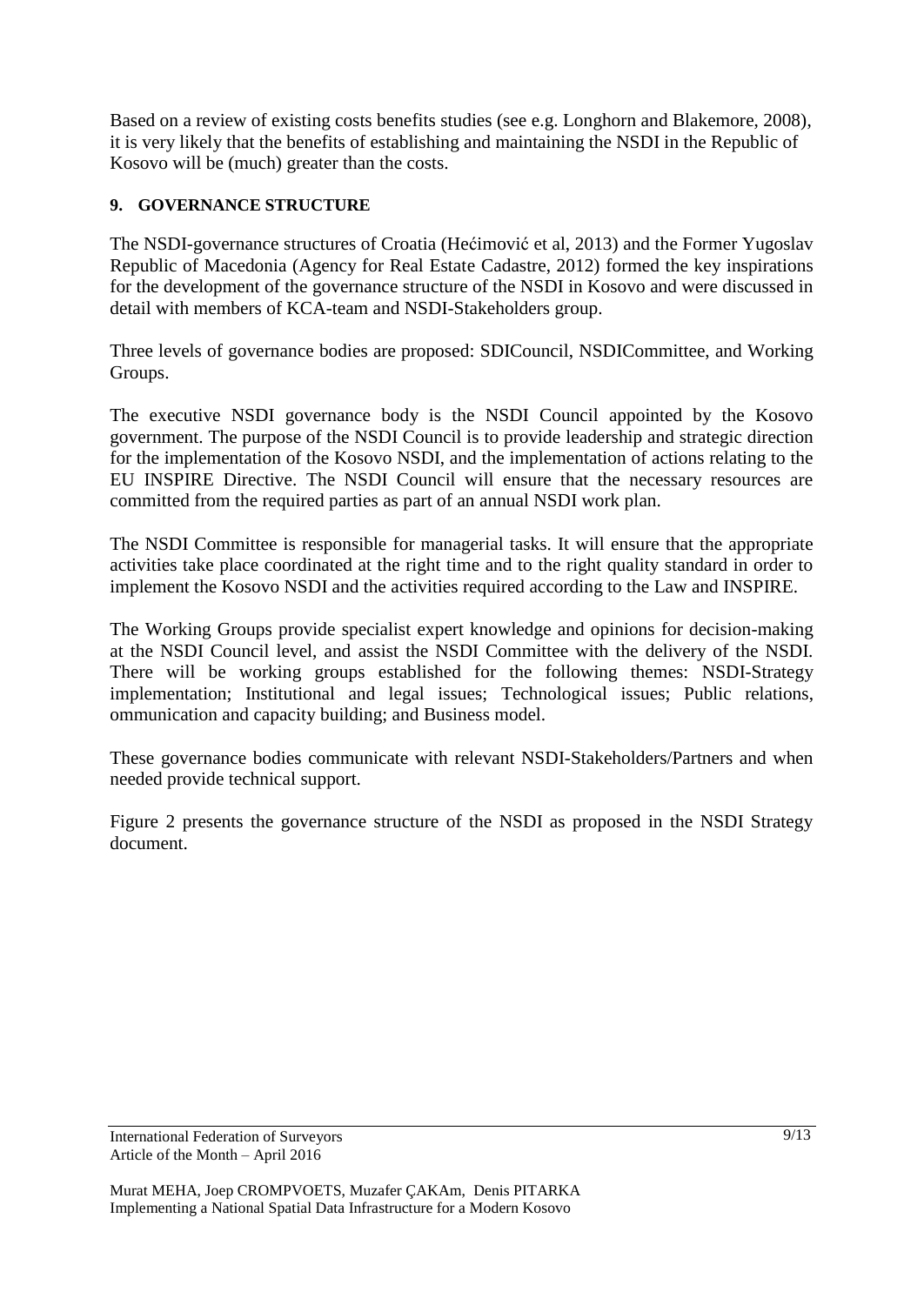Based on a review of existing costs benefits studies (see e.g. Longhorn and Blakemore, 2008), it is very likely that the benefits of establishing and maintaining the NSDI in the Republic of Kosovo will be (much) greater than the costs.

## 9. GOVERNANCE STRUCTURE

The NSDI-governance structures of Croatia (Hećimović et al, 2013) and the Former Yugoslav Republic of Macedonia (Agency for Real Estate Cadastre, 2012) formed the key inspirations for the development of the governance structure of the NSDI in Kosovo and were discussed in detail with members of KCA-team and NSDI-Stakeholders group.

Three levels of governance bodies are proposed: SDICouncil, NSDICommittee, and Working Groups.

The executive NSDI governance body is the NSDI Council appointed by the Kosovo government. The purpose of the NSDI Council is to provide leadership and strategic direction for the implementation of the Kosovo NSDI, and the implementation of actions relating to the EU INSPIRE Directive. The NSDI Council will ensure that the necessary resources are committed from the required parties as part of an annual NSDI work plan.

The NSDI Committee is responsible for managerial tasks. It will ensure that the appropriate activities take place coordinated at the right time and to the right quality standard in order to implement the Kosovo NSDI and the activities required according to the Law and INSPIRE.

The Working Groups provide specialist expert knowledge and opinions for decision-making at the NSDI Council level, and assist the NSDI Committee with the delivery of the NSDI. There will be working groups established for the following themes: NSDI-Strategy implementation; Institutional and legal issues; Technological issues; Public relations, ommunication and capacity building; and Business model.

These governance bodies communicate with relevant NSDI-Stakeholders/Partners and when needed provide technical support.

Figure 2 presents the governance structure of the NSDI as proposed in the NSDI Strategy document.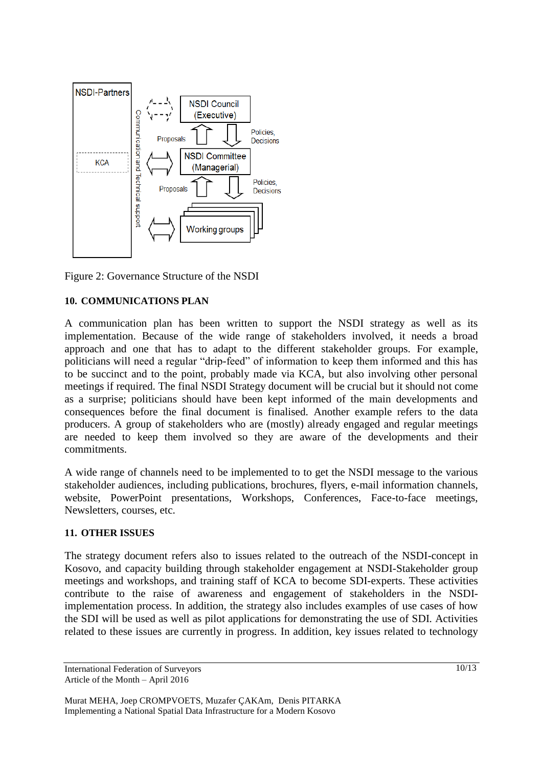Figure 2: Governance Structure of the NSDI

## 10. COMMUNICATIONS PLAN

A communication plan has been written to support the NSDI strategy as well as its implementation. Because of the wide range of stakeholders involved, it needs a broad approach and one that has to adapt to the different stakeholder groups. For example, politicians will need a regular "drip-feed" of information to keep them informed and this has to be succinct and to the point, probably made via KCA, but also involving other personal meetings if required. The final NSDI Strategy document will be crucial but it should not come as a surprise; politicians should have been kept informed of the main developments and consequences before the final document is finalised. Another example refers to the data producers. A group of stakeholders who are (mostly) already engaged and regular meetings are needed to keep them involved so they are aware of the developments and their commitments.

A wide range of channels need to be implemented to to get the NSDI message to the various stakeholder audiences, including publications, brochures, flyers, e-mail information channels, website, PowerPoint presentations, Workshops, Conferences, Face-to-face meetings, Newsletters, courses, etc.

## 11. OTHER ISSUES

The strategy document refers also to issues related to the outreach of the NSDI-concept in Kosovo, and capacity building through stakeholder engagement at NSDI-Stakeholder group meetings and workshops, and training staff of KCA to become SDI-experts. These activities contribute to the raise of awareness and engagement of stakeholders in the NSDI-implementation process. In addition, the strategy also includes examples of use cases of how the SDI will be used as well as pilot applications for demonstrating the use of SDI. Activities related to these issues are currently in progress. In addition, key issues related to technology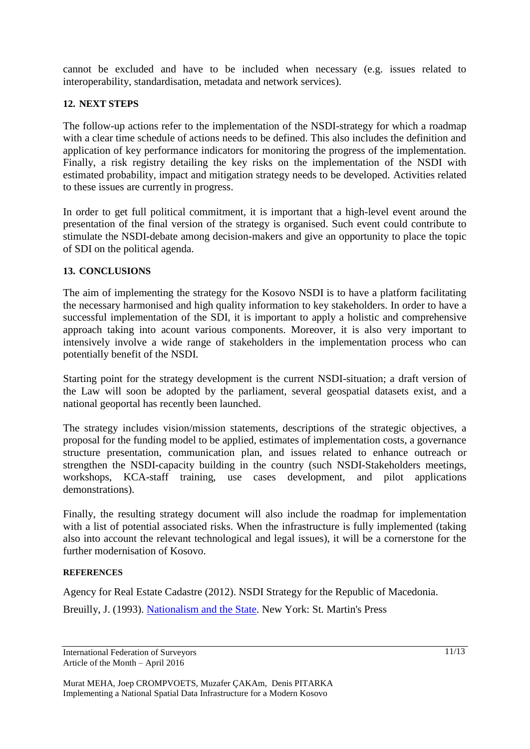cannot be excluded and have to be included when necessary (e.g. issues related to interoperability, standardisation, metadata and network services).

## 12. NEXT STEPS

The follow-up actions refer to the implementation of the NSDI-strategy for which a roadmap with a clear time schedule of actions needs to be defined. This also includes the definition and application of key performance indicators for monitoring the progress of the implementation. Finally, a risk registry detailing the key risks on the implementation of the NSDI with estimated probability, impact and mitigation strategy needs to be developed. Activities related to these issues are currently in progress.

In order to get full political commitment, it is important that a high-level event around the presentation of the final version of the strategy is organised. Such event could contribute to stimulate the NSDI-debate among decision-makers and give an opportunity to place the topic of SDI on the political agenda.

## 13. CONCLUSIONS

The aim of implementing the strategy for the Kosovo NSDI is to have a platform facilitating the necessary harmonised and high quality information to key stakeholders. In order to have a successful implementation of the SDI, it is important to apply a holistic and comprehensive approach taking into acount various components. Moreover, it is also very important to intensively involve a wide range of stakeholders in the implementation process who can potentially benefit of the NSDI.

Starting point for the strategy development is the current NSDI-situation; a draft version of the Law will soon be adopted by the parliament, several geospatial datasets exist, and a national geoportal has recently been launched.

The strategy includes vision/mission statements, descriptions of the strategic objectives, a proposal for the funding model to be applied, estimates of implementation costs, a governance structure presentation, communication plan, and issues related to enhance outreach or strengthen the NSDI-capacity building in the country (such NSDI-Stakeholders meetings, workshops, KCA-staff training, use cases development, and pilot applications demonstrations).

Finally, the resulting strategy document will also include the roadmap for implementation with a list of potential associated risks. When the infrastructure is fully implemented (taking also into account the relevant technological and legal issues), it will be a cornerstone for the further modernisation of Kosovo.

### REFERENCES

Agency for Real Estate Cadastre (2012). NSDI Strategy for the Republic of Macedonia.

Breuilly, J. (1993). Nationalism and the State. New York: St. Martin's Press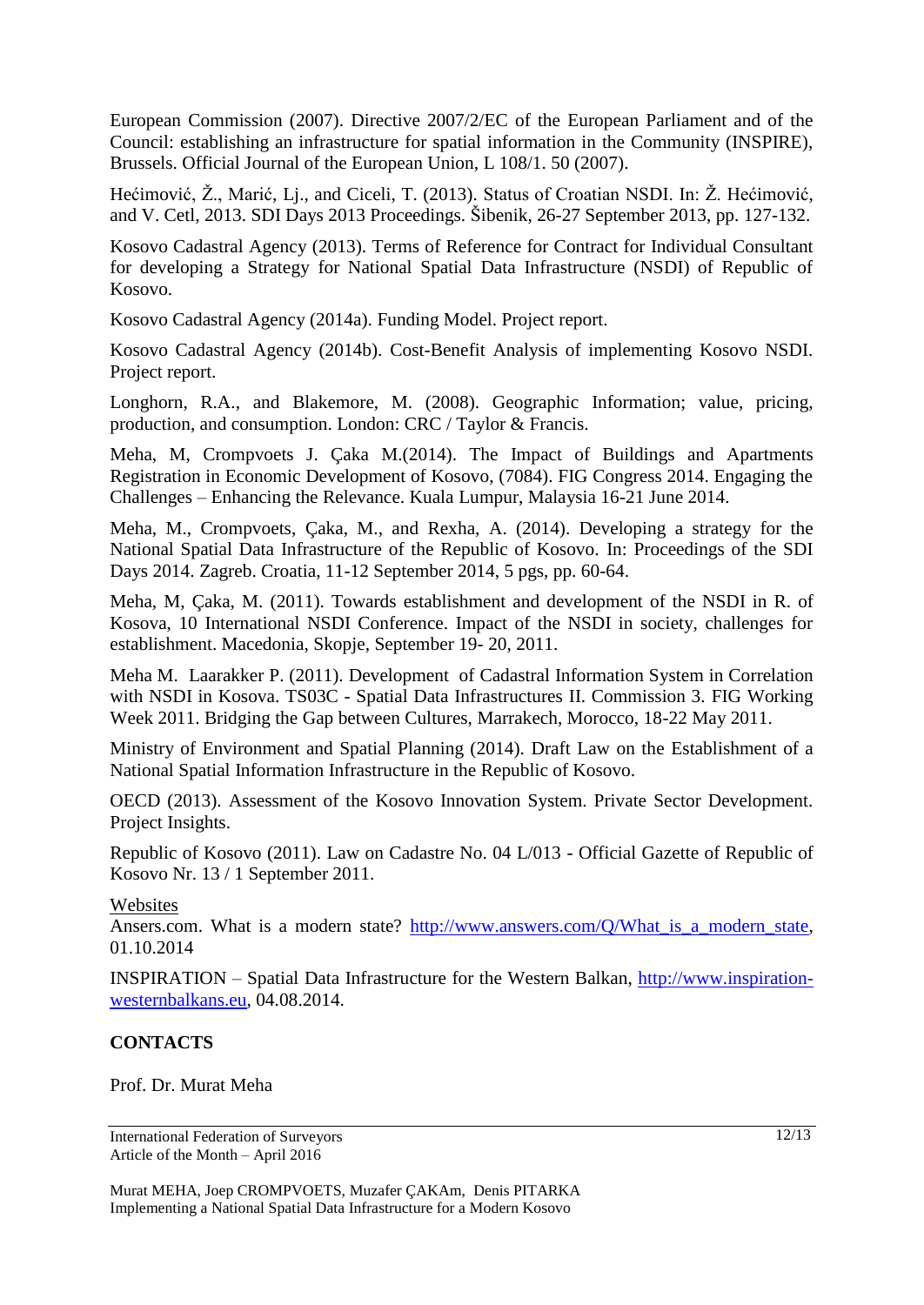European Commission (2007). Directive 2007/2/EC of the European Parliament and of the Council: establishing an infrastructure for spatial information in the Community (INSPIRE), Brussels. Official Journal of the European Union, L 108/1. 50 (2007).

Hećimović, Ž., Marić, Lj., and Ciceli, T. (2013). Status of Croatian NSDI. In: Ž. Hećimović, and V. Cetl, 2013. SDI Days 2013 Proceedings. Šibenik, 26-27 September 2013, pp. 127-132.

Kosovo Cadastral Agency (2013). Terms of Reference for Contract for Individual Consultant for developing a Strategy for National Spatial Data Infrastructure (NSDI) of Republic of Kosovo.

Kosovo Cadastral Agency (2014a). Funding Model. Project report.

Kosovo Cadastral Agency (2014b). Cost-Benefit Analysis of implementing Kosovo NSDI. Project report.

Longhorn, R.A., and Blakemore, M. (2008). Geographic Information; value, pricing, production, and consumption. London: CRC / Taylor & Francis.

Meha, M, Crompvoets J. Çaka M.(2014). The Impact of Buildings and Apartments Registration in Economic Development of Kosovo, (7084). FIG Congress 2014. Engaging the Challenges – Enhancing the Relevance. Kuala Lumpur, Malaysia 16-21 June 2014.

Meha, M., Crompvoets, Çaka, M., and Rexha, A. (2014). Developing a strategy for the National Spatial Data Infrastructure of the Republic of Kosovo. In: Proceedings of the SDI Days 2014. Zagreb. Croatia, 11-12 September 2014, 5 pgs, pp. 60-64.

Meha, M, Çaka, M. (2011). Towards establishment and development of the NSDI in R. of Kosova, 10 International NSDI Conference. Impact of the NSDI in society, challenges for establishment. Macedonia, Skopje, September 19- 20, 2011.

Meha M. Laarakker P. (2011). Development of Cadastral Information System in Correlation with NSDI in Kosova. TS03C - Spatial Data Infrastructures II. Commission 3. FIG Working Week 2011. Bridging the Gap between Cultures, Marrakech, Morocco, 18-22 May 2011.

Ministry of Environment and Spatial Planning (2014). Draft Law on the Establishment of a National Spatial Information Infrastructure in the Republic of Kosovo.

OECD (2013). Assessment of the Kosovo Innovation System. Private Sector Development. Project Insights.

Republic of Kosovo (2011). Law on Cadastre No. 04 L/013 - Official Gazette of Republic of Kosovo Nr. 13 / 1 September 2011.

Websites

Ansers.com. What is a modern state? http://www.answers.com/Q/What_is_a_modern_state, 01.10.2014

INSPIRATION – Spatial Data Infrastructure for the Western Balkan, http://www.inspiration-westernbalkans.eu, 04.08.2014.

**CONTACTS**

Prof. Dr. Murat Meha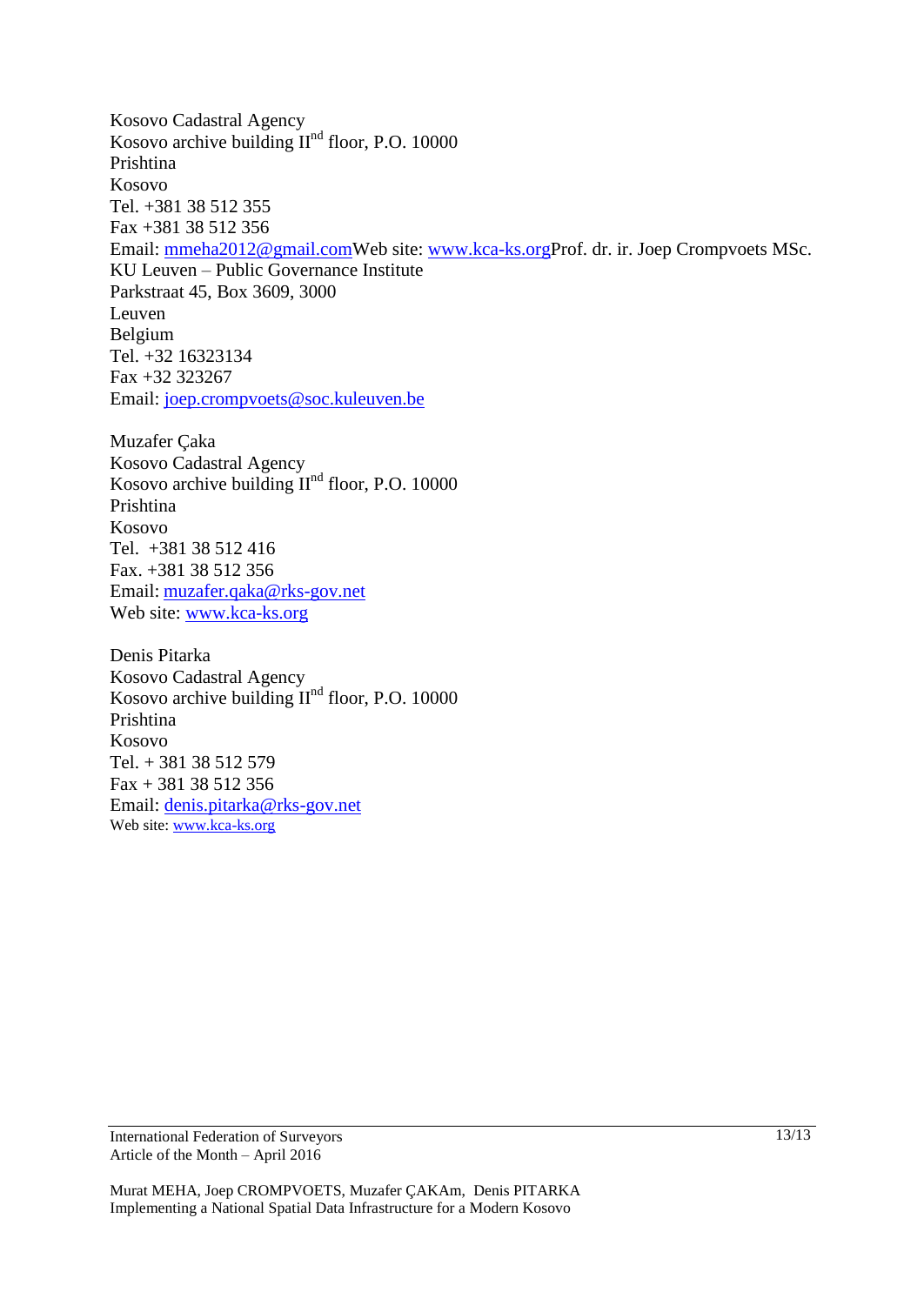Kosovo Cadastral Agency
Kosovo archive building II[nd] floor, P.O. 10000
Prishtina
Kosovo
Tel. +381 38 512 355
Fax +381 38 512 356
Email: mmeha2012@gmail.com Web site: www.kca-ks.org

Prof. dr. ir. Joep Crompvoets MSc.
KU Leuven – Public Governance Institute
Parkstraat 45, Box 3609, 3000
Leuven
Belgium
Tel. +32 16323134
Fax +32 323267
Email: joep.crompvoets@soc.kuleuven.be

Muzafer Çaka
Kosovo Cadastral Agency
Kosovo archive building II[nd] floor, P.O. 10000
Prishtina
Kosovo
Tel. +381 38 512 416
Fax. +381 38 512 356
Email: muzafer.qaka@rks-gov.net
Web site: www.kca-ks.org

Denis Pitarka
Kosovo Cadastral Agency
Kosovo archive building II[nd] floor, P.O. 10000
Prishtina
Kosovo
Tel. + 381 38 512 579
Fax + 381 38 512 356
Email: denis.pitarka@rks-gov.net
Web site: www.kca-ks.org